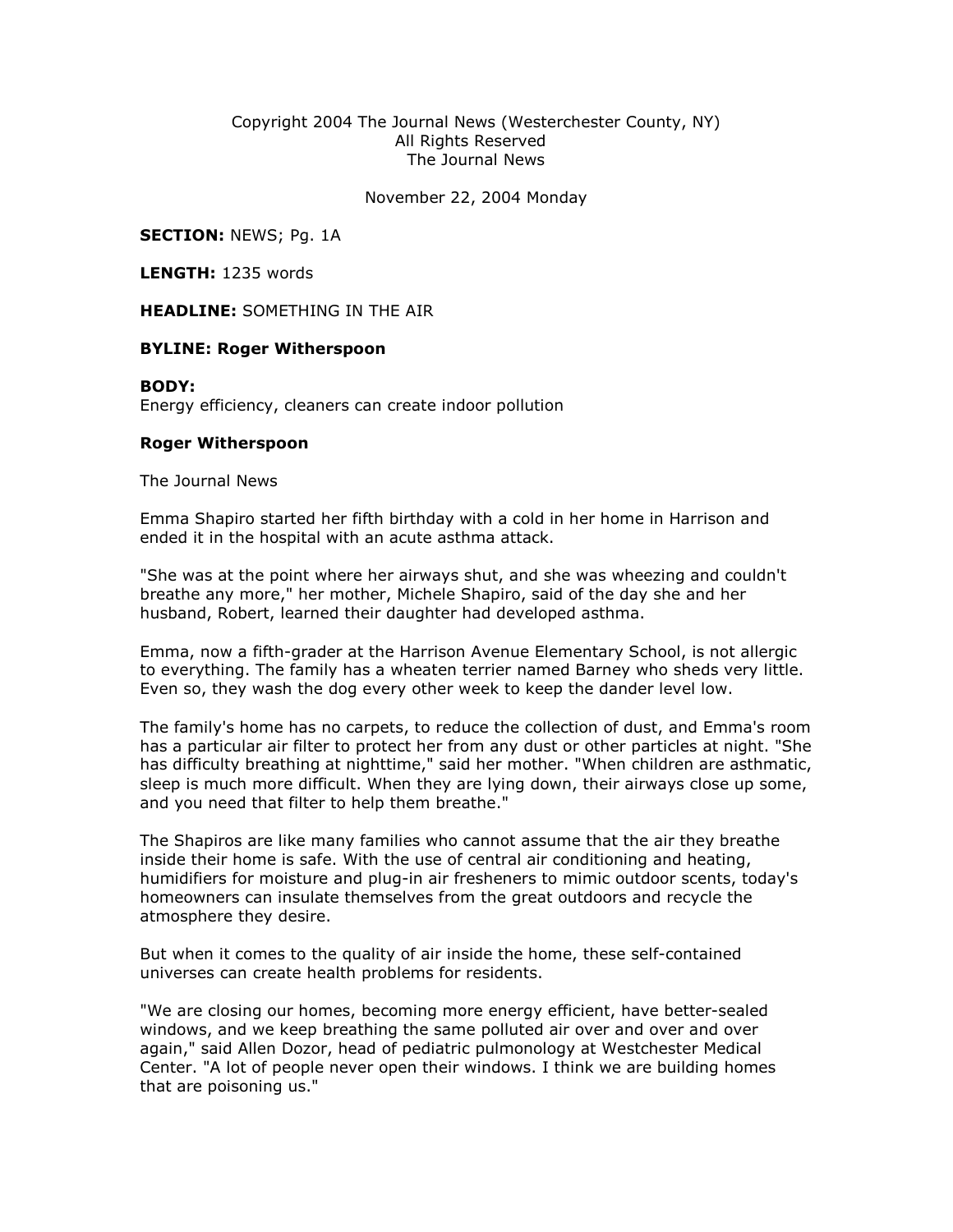Copyright 2004 The Journal News (Westerchester County, NY)
All Rights Reserved
The Journal News

November 22, 2004 Monday

**SECTION:** NEWS; Pg. 1A

**LENGTH:** 1235 words

**HEADLINE:** SOMETHING IN THE AIR

**BYLINE: Roger Witherspoon**

**BODY:**
Energy efficiency, cleaners can create indoor pollution

**Roger Witherspoon**

The Journal News

Emma Shapiro started her fifth birthday with a cold in her home in Harrison and ended it in the hospital with an acute asthma attack.

"She was at the point where her airways shut, and she was wheezing and couldn't breathe any more," her mother, Michele Shapiro, said of the day she and her husband, Robert, learned their daughter had developed asthma.

Emma, now a fifth-grader at the Harrison Avenue Elementary School, is not allergic to everything. The family has a wheaten terrier named Barney who sheds very little. Even so, they wash the dog every other week to keep the dander level low.

The family's home has no carpets, to reduce the collection of dust, and Emma's room has a particular air filter to protect her from any dust or other particles at night. "She has difficulty breathing at nighttime," said her mother. "When children are asthmatic, sleep is much more difficult. When they are lying down, their airways close up some, and you need that filter to help them breathe."

The Shapiros are like many families who cannot assume that the air they breathe inside their home is safe. With the use of central air conditioning and heating, humidifiers for moisture and plug-in air fresheners to mimic outdoor scents, today's homeowners can insulate themselves from the great outdoors and recycle the atmosphere they desire.

But when it comes to the quality of air inside the home, these self-contained universes can create health problems for residents.

"We are closing our homes, becoming more energy efficient, have better-sealed windows, and we keep breathing the same polluted air over and over and over again," said Allen Dozor, head of pediatric pulmonology at Westchester Medical Center. "A lot of people never open their windows. I think we are building homes that are poisoning us."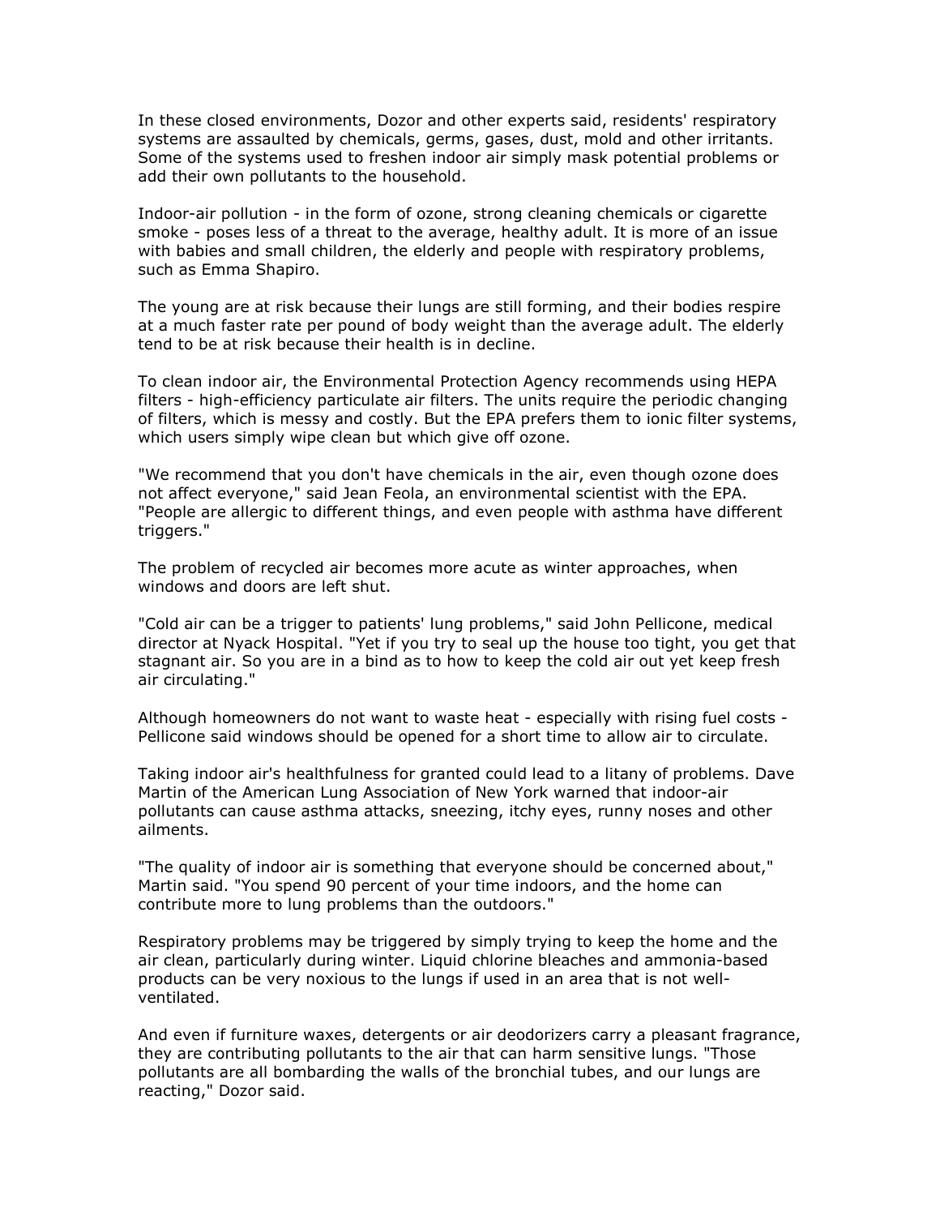In these closed environments, Dozor and other experts said, residents' respiratory systems are assaulted by chemicals, germs, gases, dust, mold and other irritants. Some of the systems used to freshen indoor air simply mask potential problems or add their own pollutants to the household.

Indoor-air pollution - in the form of ozone, strong cleaning chemicals or cigarette smoke - poses less of a threat to the average, healthy adult. It is more of an issue with babies and small children, the elderly and people with respiratory problems, such as Emma Shapiro.

The young are at risk because their lungs are still forming, and their bodies respire at a much faster rate per pound of body weight than the average adult. The elderly tend to be at risk because their health is in decline.

To clean indoor air, the Environmental Protection Agency recommends using HEPA filters - high-efficiency particulate air filters. The units require the periodic changing of filters, which is messy and costly. But the EPA prefers them to ionic filter systems, which users simply wipe clean but which give off ozone.

"We recommend that you don't have chemicals in the air, even though ozone does not affect everyone," said Jean Feola, an environmental scientist with the EPA. "People are allergic to different things, and even people with asthma have different triggers."

The problem of recycled air becomes more acute as winter approaches, when windows and doors are left shut.

"Cold air can be a trigger to patients' lung problems," said John Pellicone, medical director at Nyack Hospital. "Yet if you try to seal up the house too tight, you get that stagnant air. So you are in a bind as to how to keep the cold air out yet keep fresh air circulating."

Although homeowners do not want to waste heat - especially with rising fuel costs - Pellicone said windows should be opened for a short time to allow air to circulate.

Taking indoor air's healthfulness for granted could lead to a litany of problems. Dave Martin of the American Lung Association of New York warned that indoor-air pollutants can cause asthma attacks, sneezing, itchy eyes, runny noses and other ailments.

"The quality of indoor air is something that everyone should be concerned about," Martin said. "You spend 90 percent of your time indoors, and the home can contribute more to lung problems than the outdoors."

Respiratory problems may be triggered by simply trying to keep the home and the air clean, particularly during winter. Liquid chlorine bleaches and ammonia-based products can be very noxious to the lungs if used in an area that is not well-ventilated.

And even if furniture waxes, detergents or air deodorizers carry a pleasant fragrance, they are contributing pollutants to the air that can harm sensitive lungs. "Those pollutants are all bombarding the walls of the bronchial tubes, and our lungs are reacting," Dozor said.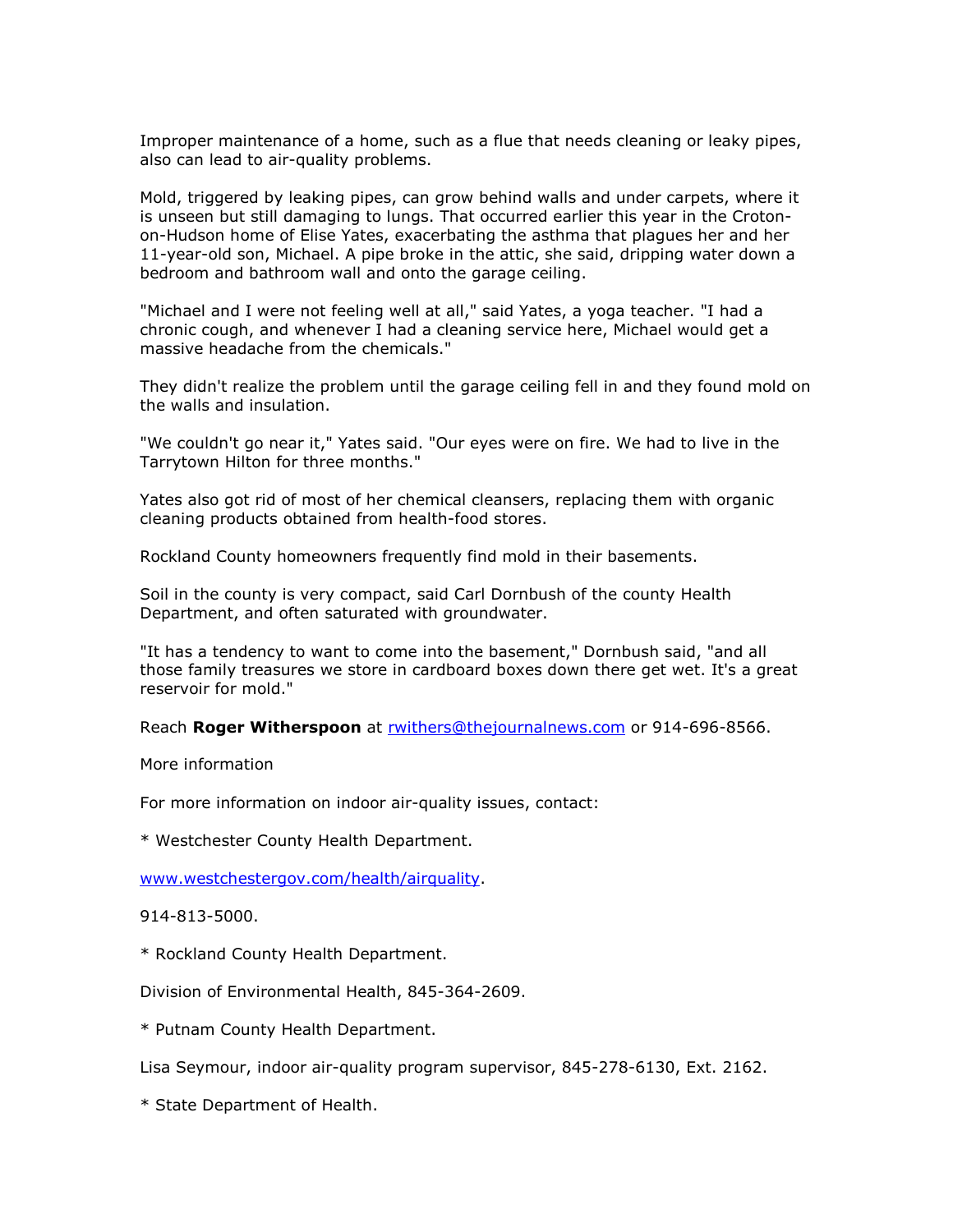Improper maintenance of a home, such as a flue that needs cleaning or leaky pipes, also can lead to air-quality problems.

Mold, triggered by leaking pipes, can grow behind walls and under carpets, where it is unseen but still damaging to lungs. That occurred earlier this year in the Croton-on-Hudson home of Elise Yates, exacerbating the asthma that plagues her and her 11-year-old son, Michael. A pipe broke in the attic, she said, dripping water down a bedroom and bathroom wall and onto the garage ceiling.

"Michael and I were not feeling well at all," said Yates, a yoga teacher. "I had a chronic cough, and whenever I had a cleaning service here, Michael would get a massive headache from the chemicals."

They didn't realize the problem until the garage ceiling fell in and they found mold on the walls and insulation.

"We couldn't go near it," Yates said. "Our eyes were on fire. We had to live in the Tarrytown Hilton for three months."

Yates also got rid of most of her chemical cleansers, replacing them with organic cleaning products obtained from health-food stores.

Rockland County homeowners frequently find mold in their basements.

Soil in the county is very compact, said Carl Dornbush of the county Health Department, and often saturated with groundwater.

"It has a tendency to want to come into the basement," Dornbush said, "and all those family treasures we store in cardboard boxes down there get wet. It's a great reservoir for mold."

Reach **Roger Witherspoon** at rwithers@thejournalnews.com or 914-696-8566.

More information

For more information on indoor air-quality issues, contact:

* Westchester County Health Department.

www.westchestergov.com/health/airquality.

914-813-5000.

* Rockland County Health Department.

Division of Environmental Health, 845-364-2609.

* Putnam County Health Department.

Lisa Seymour, indoor air-quality program supervisor, 845-278-6130, Ext. 2162.

* State Department of Health.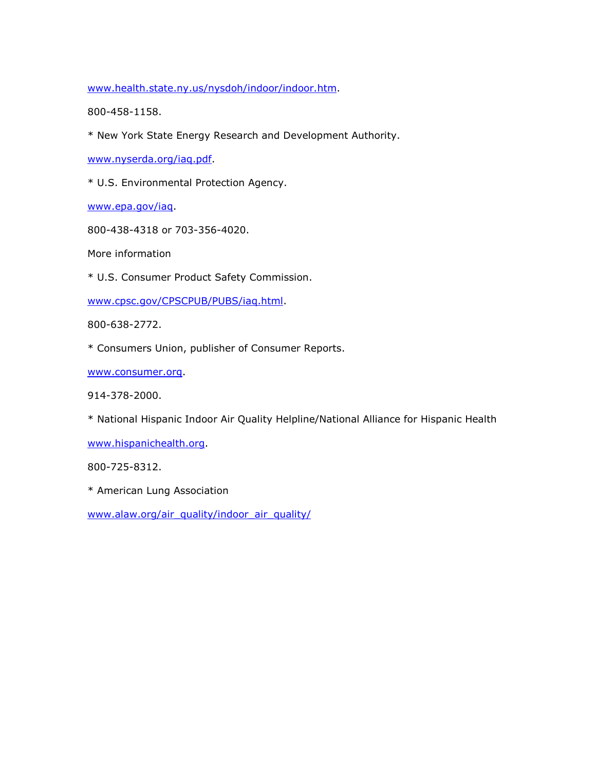www.health.state.ny.us/nysdoh/indoor/indoor.htm.

800-458-1158.

* New York State Energy Research and Development Authority.

www.nyserda.org/iaq.pdf.

* U.S. Environmental Protection Agency.

www.epa.gov/iaq.

800-438-4318 or 703-356-4020.

More information

* U.S. Consumer Product Safety Commission.

www.cpsc.gov/CPSCPUB/PUBS/iaq.html.

800-638-2772.

* Consumers Union, publisher of Consumer Reports.

www.consumer.org.

914-378-2000.

* National Hispanic Indoor Air Quality Helpline/National Alliance for Hispanic Health

www.hispanichealth.org.

800-725-8312.

* American Lung Association

www.alaw.org/air_quality/indoor_air_quality/